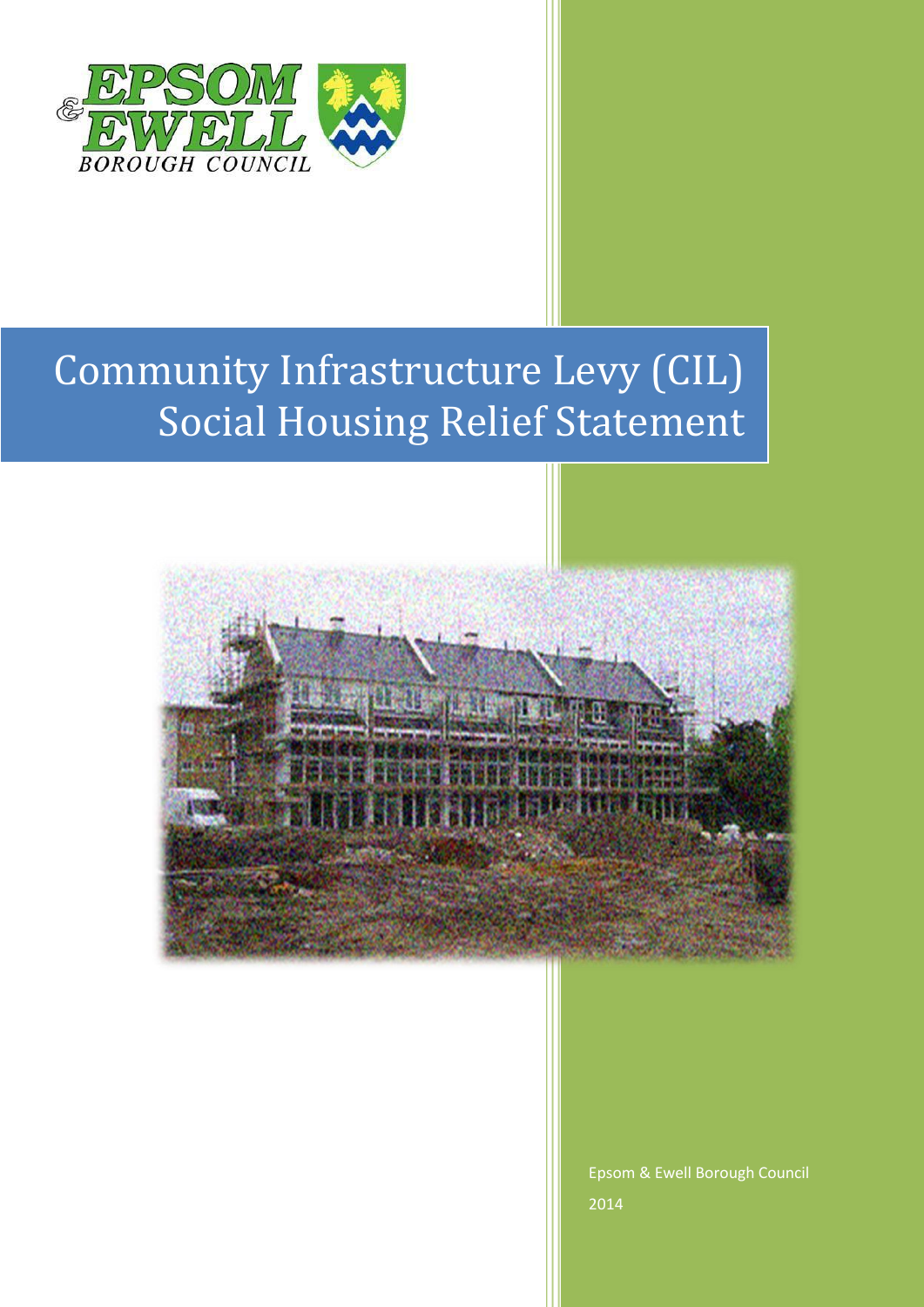EPSOM & EWELL BOROUGH COUNCIL

# Community Infrastructure Levy (CIL) Social Housing Relief Statement

Epsom & Ewell Borough Council

2014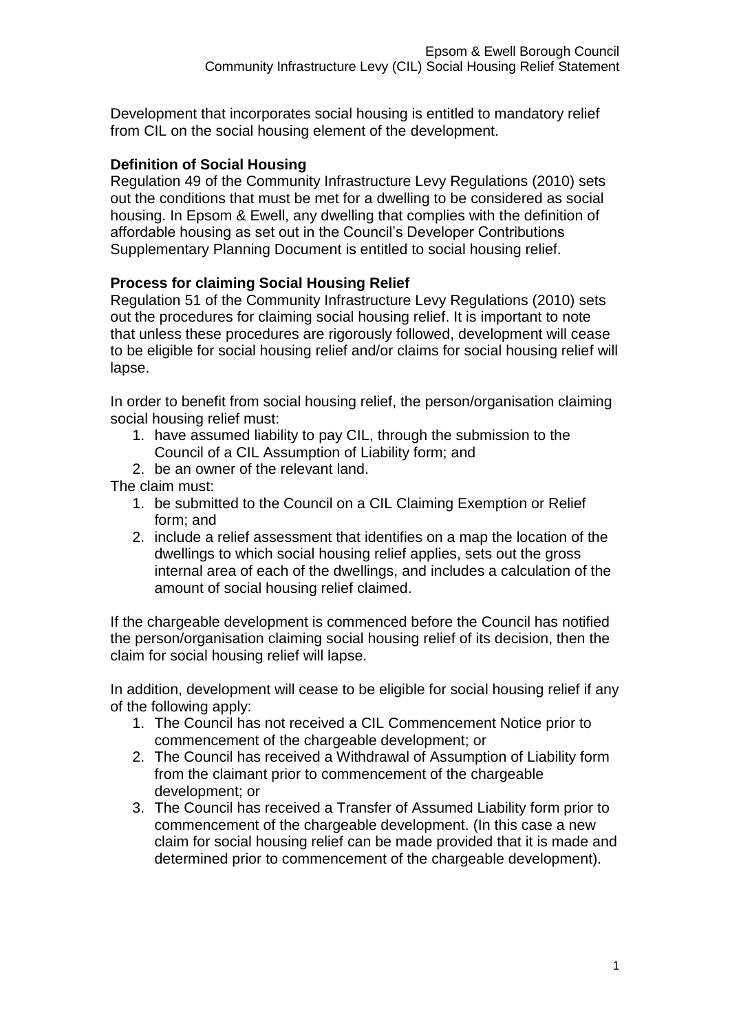Development that incorporates social housing is entitled to mandatory relief from CIL on the social housing element of the development.

**Definition of Social Housing**

Regulation 49 of the Community Infrastructure Levy Regulations (2010) sets out the conditions that must be met for a dwelling to be considered as social housing. In Epsom & Ewell, any dwelling that complies with the definition of affordable housing as set out in the Council's Developer Contributions Supplementary Planning Document is entitled to social housing relief.

**Process for claiming Social Housing Relief**

Regulation 51 of the Community Infrastructure Levy Regulations (2010) sets out the procedures for claiming social housing relief. It is important to note that unless these procedures are rigorously followed, development will cease to be eligible for social housing relief and/or claims for social housing relief will lapse.

In order to benefit from social housing relief, the person/organisation claiming social housing relief must:

1. have assumed liability to pay CIL, through the submission to the Council of a CIL Assumption of Liability form; and
2. be an owner of the relevant land.

The claim must:

1. be submitted to the Council on a CIL Claiming Exemption or Relief form; and
2. include a relief assessment that identifies on a map the location of the dwellings to which social housing relief applies, sets out the gross internal area of each of the dwellings, and includes a calculation of the amount of social housing relief claimed.

If the chargeable development is commenced before the Council has notified the person/organisation claiming social housing relief of its decision, then the claim for social housing relief will lapse.

In addition, development will cease to be eligible for social housing relief if any of the following apply:

1. The Council has not received a CIL Commencement Notice prior to commencement of the chargeable development; or
2. The Council has received a Withdrawal of Assumption of Liability form from the claimant prior to commencement of the chargeable development; or
3. The Council has received a Transfer of Assumed Liability form prior to commencement of the chargeable development. (In this case a new claim for social housing relief can be made provided that it is made and determined prior to commencement of the chargeable development).